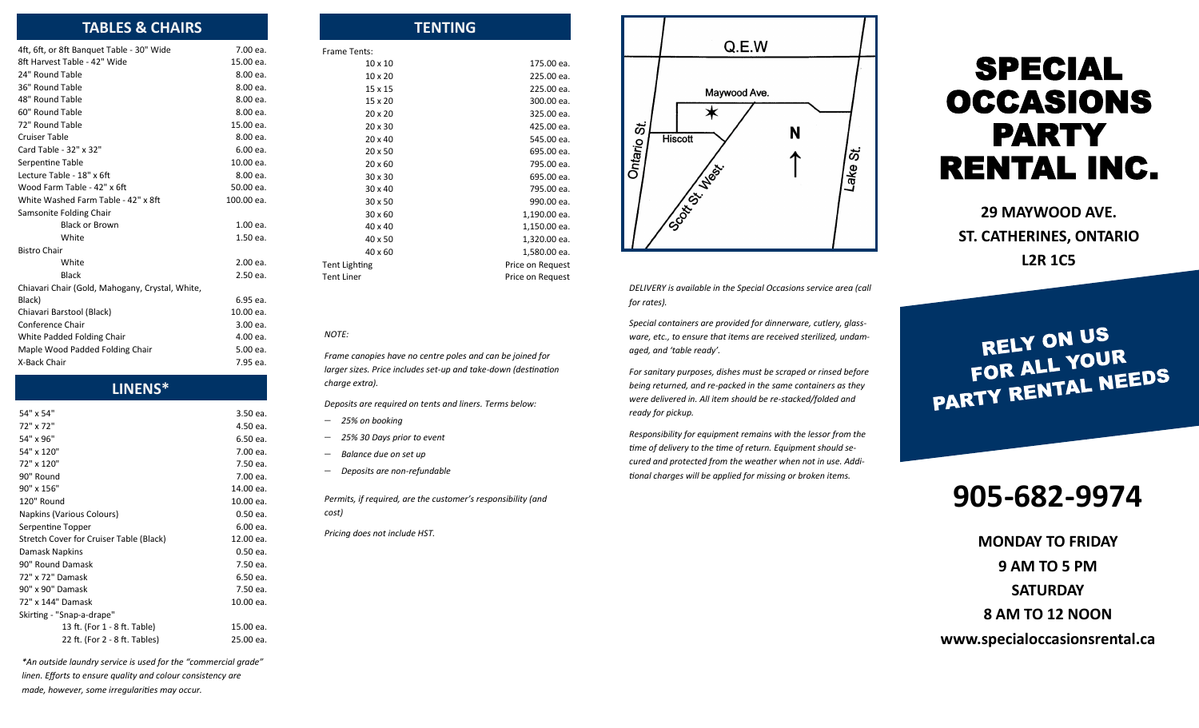## TABLES & CHAIRS

| Item | Price |
|---|---|
| 4ft, 6ft, or 8ft Banquet Table - 30" Wide | 7.00 ea. |
| 8ft Harvest Table - 42" Wide | 15.00 ea. |
| 24" Round Table | 8.00 ea. |
| 36" Round Table | 8.00 ea. |
| 48" Round Table | 8.00 ea. |
| 60" Round Table | 8.00 ea. |
| 72" Round Table | 15.00 ea. |
| Cruiser Table | 8.00 ea. |
| Card Table - 32" x 32" | 6.00 ea. |
| Serpentine Table | 10.00 ea. |
| Lecture Table - 18" x 6ft | 8.00 ea. |
| Wood Farm Table - 42" x 6ft | 50.00 ea. |
| White Washed Farm Table - 42" x 8ft | 100.00 ea. |
| Samsonite Folding Chair | |
| Black or Brown | 1.00 ea. |
| White | 1.50 ea. |
| Bistro Chair | |
| White | 2.00 ea. |
| Black | 2.50 ea. |
| Chiavari Chair (Gold, Mahogany, Crystal, White, Black) | 6.95 ea. |
| Chiavari Barstool (Black) | 10.00 ea. |
| Conference Chair | 3.00 ea. |
| White Padded Folding Chair | 4.00 ea. |
| Maple Wood Padded Folding Chair | 5.00 ea. |
| X-Back Chair | 7.95 ea. |

## LINENS*

| Item | Price |
|---|---|
| 54" x 54" | 3.50 ea. |
| 72" x 72" | 4.50 ea. |
| 54" x 96" | 6.50 ea. |
| 54" x 120" | 7.00 ea. |
| 72" x 120" | 7.50 ea. |
| 90" Round | 7.00 ea. |
| 90" x 156" | 14.00 ea. |
| 120" Round | 10.00 ea. |
| Napkins (Various Colours) | 0.50 ea. |
| Serpentine Topper | 6.00 ea. |
| Stretch Cover for Cruiser Table (Black) | 12.00 ea. |
| Damask Napkins | 0.50 ea. |
| 90" Round Damask | 7.50 ea. |
| 72" x 72" Damask | 6.50 ea. |
| 90" x 90" Damask | 7.50 ea. |
| 72" x 144" Damask | 10.00 ea. |
| Skirting - "Snap-a-drape" | |
| 13 ft. (For 1 - 8 ft. Table) | 15.00 ea. |
| 22 ft. (For 2 - 8 ft. Tables) | 25.00 ea. |

*\*An outside laundry service is used for the "commercial grade" linen. Efforts to ensure quality and colour consistency are made, however, some irregularities may occur.*

## TENTING

| Frame Tents: | |
|---|---|
| 10 x 10 | 175.00 ea. |
| 10 x 20 | 225.00 ea. |
| 15 x 15 | 225.00 ea. |
| 15 x 20 | 300.00 ea. |
| 20 x 20 | 325.00 ea. |
| 20 x 30 | 425.00 ea. |
| 20 x 40 | 545.00 ea. |
| 20 x 50 | 695.00 ea. |
| 20 x 60 | 795.00 ea. |
| 30 x 30 | 695.00 ea. |
| 30 x 40 | 795.00 ea. |
| 30 x 50 | 990.00 ea. |
| 30 x 60 | 1,190.00 ea. |
| 40 x 40 | 1,150.00 ea. |
| 40 x 50 | 1,320.00 ea. |
| 40 x 60 | 1,580.00 ea. |
| Tent Lighting | Price on Request |
| Tent Liner | Price on Request |

*NOTE:*

*Frame canopies have no centre poles and can be joined for larger sizes. Price includes set-up and take-down (destination charge extra).*

*Deposits are required on tents and liners. Terms below:*

- *25% on booking*
- *25% 30 Days prior to event*
- *Balance due on set up*
- *Deposits are non-refundable*

*Permits, if required, are the customer's responsibility (and cost)*

*Pricing does not include HST.*

Q.E.W
Maywood Ave.
Hiscott
Ontario St.
Scott St. West
Lake St.
N

*DELIVERY is available in the Special Occasions service area (call for rates).*

*Special containers are provided for dinnerware, cutlery, glassware, etc., to ensure that items are received sterilized, undamaged, and 'table ready'.*

*For sanitary purposes, dishes must be scraped or rinsed before being returned, and re-packed in the same containers as they were delivered in. All item should be re-stacked/folded and ready for pickup.*

*Responsibility for equipment remains with the lessor from the time of delivery to the time of return. Equipment should secured and protected from the weather when not in use. Additional charges will be applied for missing or broken items.*

# SPECIAL OCCASIONS PARTY RENTAL INC.

**29 MAYWOOD AVE.**
**ST. CATHERINES, ONTARIO**
**L2R 1C5**

**RELY ON US FOR ALL YOUR PARTY RENTAL NEEDS**

# 905-682-9974

**MONDAY TO FRIDAY**
**9 AM TO 5 PM**
**SATURDAY**
**8 AM TO 12 NOON**
**www.specialoccasionsrental.ca**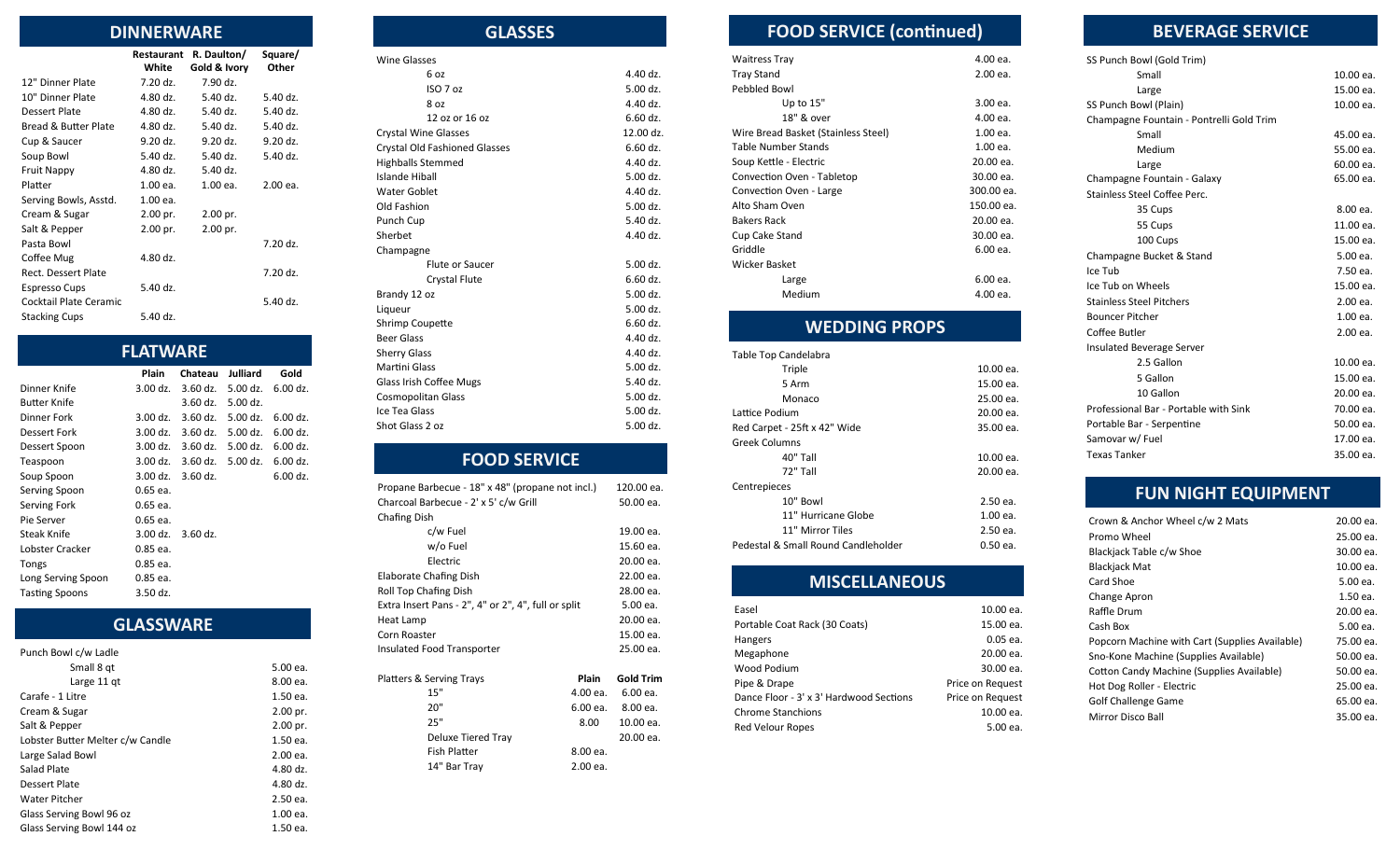## DINNERWARE

| | Restaurant White | R. Daulton/ Gold & Ivory | Square/ Other |
|---|---|---|---|
| 12" Dinner Plate | 7.20 dz. | 7.90 dz. | |
| 10" Dinner Plate | 4.80 dz. | 5.40 dz. | 5.40 dz. |
| Dessert Plate | 4.80 dz. | 5.40 dz. | 5.40 dz. |
| Bread & Butter Plate | 4.80 dz. | 5.40 dz. | 5.40 dz. |
| Cup & Saucer | 9.20 dz. | 9.20 dz. | 9.20 dz. |
| Soup Bowl | 5.40 dz. | 5.40 dz. | 5.40 dz. |
| Fruit Nappy | 4.80 dz. | 5.40 dz. | |
| Platter | 1.00 ea. | 1.00 ea. | 2.00 ea. |
| Serving Bowls, Asstd. | 1.00 ea. | | |
| Cream & Sugar | 2.00 pr. | 2.00 pr. | |
| Salt & Pepper | 2.00 pr. | 2.00 pr. | |
| Pasta Bowl | | | 7.20 dz. |
| Coffee Mug | 4.80 dz. | | |
| Rect. Dessert Plate | | | 7.20 dz. |
| Espresso Cups | 5.40 dz. | | |
| Cocktail Plate Ceramic | | | 5.40 dz. |
| Stacking Cups | 5.40 dz. | | |

## FLATWARE

| | Plain | Chateau | Julliard | Gold |
|---|---|---|---|---|
| Dinner Knife | 3.00 dz. | 3.60 dz. | 5.00 dz. | 6.00 dz. |
| Butter Knife | | 3.60 dz. | 5.00 dz. | |
| Dinner Fork | 3.00 dz. | 3.60 dz. | 5.00 dz. | 6.00 dz. |
| Dessert Fork | 3.00 dz. | 3.60 dz. | 5.00 dz. | 6.00 dz. |
| Dessert Spoon | 3.00 dz. | 3.60 dz. | 5.00 dz. | 6.00 dz. |
| Teaspoon | 3.00 dz. | 3.60 dz. | 5.00 dz. | 6.00 dz. |
| Soup Spoon | 3.00 dz. | 3.60 dz. | | 6.00 dz. |
| Serving Spoon | 0.65 ea. | | | |
| Serving Fork | 0.65 ea. | | | |
| Pie Server | 0.65 ea. | | | |
| Steak Knife | 3.00 dz. | 3.60 dz. | | |
| Lobster Cracker | 0.85 ea. | | | |
| Tongs | 0.85 ea. | | | |
| Long Serving Spoon | 0.85 ea. | | | |
| Tasting Spoons | 3.50 dz. | | | |

## GLASSWARE

| | |
|---|---|
| Punch Bowl c/w Ladle | |
| Small 8 qt | 5.00 ea. |
| Large 11 qt | 8.00 ea. |
| Carafe - 1 Litre | 1.50 ea. |
| Cream & Sugar | 2.00 pr. |
| Salt & Pepper | 2.00 pr. |
| Lobster Butter Melter c/w Candle | 1.50 ea. |
| Large Salad Bowl | 2.00 ea. |
| Salad Plate | 4.80 dz. |
| Dessert Plate | 4.80 dz. |
| Water Pitcher | 2.50 ea. |
| Glass Serving Bowl 96 oz | 1.00 ea. |
| Glass Serving Bowl 144 oz | 1.50 ea. |

## GLASSES

| | |
|---|---|
| Wine Glasses | |
| 6 oz | 4.40 dz. |
| ISO 7 oz | 5.00 dz. |
| 8 oz | 4.40 dz. |
| 12 oz or 16 oz | 6.60 dz. |
| Crystal Wine Glasses | 12.00 dz. |
| Crystal Old Fashioned Glasses | 6.60 dz. |
| Highballs Stemmed | 4.40 dz. |
| Islande Hiball | 5.00 dz. |
| Water Goblet | 4.40 dz. |
| Old Fashion | 5.00 dz. |
| Punch Cup | 5.40 dz. |
| Sherbet | 4.40 dz. |
| Champagne | |
| Flute or Saucer | 5.00 dz. |
| Crystal Flute | 6.60 dz. |
| Brandy 12 oz | 5.00 dz. |
| Liqueur | 5.00 dz. |
| Shrimp Coupette | 6.60 dz. |
| Beer Glass | 4.40 dz. |
| Sherry Glass | 4.40 dz. |
| Martini Glass | 5.00 dz. |
| Glass Irish Coffee Mugs | 5.40 dz. |
| Cosmopolitan Glass | 5.00 dz. |
| Ice Tea Glass | 5.00 dz. |
| Shot Glass 2 oz | 5.00 dz. |

## FOOD SERVICE

| | |
|---|---|
| Propane Barbecue - 18" x 48" (propane not incl.) | 120.00 ea. |
| Charcoal Barbecue - 2' x 5' c/w Grill | 50.00 ea. |
| Chafing Dish | |
| c/w Fuel | 19.00 ea. |
| w/o Fuel | 15.60 ea. |
| Electric | 20.00 ea. |
| Elaborate Chafing Dish | 22.00 ea. |
| Roll Top Chafing Dish | 28.00 ea. |
| Extra Insert Pans - 2", 4" or 2", 4", full or split | 5.00 ea. |
| Heat Lamp | 20.00 ea. |
| Corn Roaster | 15.00 ea. |
| Insulated Food Transporter | 25.00 ea. |

| Platters & Serving Trays | Plain | Gold Trim |
|---|---|---|
| 15" | 4.00 ea. | 6.00 ea. |
| 20" | 6.00 ea. | 8.00 ea. |
| 25" | 8.00 | 10.00 ea. |
| Deluxe Tiered Tray | | 20.00 ea. |
| Fish Platter | 8.00 ea. | |
| 14" Bar Tray | 2.00 ea. | |

## FOOD SERVICE (continued)

| | |
|---|---|
| Waitress Tray | 4.00 ea. |
| Tray Stand | 2.00 ea. |
| Pebbled Bowl | |
| Up to 15" | 3.00 ea. |
| 18" & over | 4.00 ea. |
| Wire Bread Basket (Stainless Steel) | 1.00 ea. |
| Table Number Stands | 1.00 ea. |
| Soup Kettle - Electric | 20.00 ea. |
| Convection Oven - Tabletop | 30.00 ea. |
| Convection Oven - Large | 300.00 ea. |
| Alto Sham Oven | 150.00 ea. |
| Bakers Rack | 20.00 ea. |
| Cup Cake Stand | 30.00 ea. |
| Griddle | 6.00 ea. |
| Wicker Basket | |
| Large | 6.00 ea. |
| Medium | 4.00 ea. |

## WEDDING PROPS

| | |
|---|---|
| Table Top Candelabra | |
| Triple | 10.00 ea. |
| 5 Arm | 15.00 ea. |
| Monaco | 25.00 ea. |
| Lattice Podium | 20.00 ea. |
| Red Carpet - 25ft x 42" Wide | 35.00 ea. |
| Greek Columns | |
| 40" Tall | 10.00 ea. |
| 72" Tall | 20.00 ea. |
| Centrepieces | |
| 10" Bowl | 2.50 ea. |
| 11" Hurricane Globe | 1.00 ea. |
| 11" Mirror Tiles | 2.50 ea. |
| Pedestal & Small Round Candleholder | 0.50 ea. |

## MISCELLANEOUS

| | |
|---|---|
| Easel | 10.00 ea. |
| Portable Coat Rack (30 Coats) | 15.00 ea. |
| Hangers | 0.05 ea. |
| Megaphone | 20.00 ea. |
| Wood Podium | 30.00 ea. |
| Pipe & Drape | Price on Request |
| Dance Floor - 3' x 3' Hardwood Sections | Price on Request |
| Chrome Stanchions | 10.00 ea. |
| Red Velour Ropes | 5.00 ea. |

## BEVERAGE SERVICE

| | |
|---|---|
| SS Punch Bowl (Gold Trim) | |
| Small | 10.00 ea. |
| Large | 15.00 ea. |
| SS Punch Bowl (Plain) | 10.00 ea. |
| Champagne Fountain - Pontrelli Gold Trim | |
| Small | 45.00 ea. |
| Medium | 55.00 ea. |
| Large | 60.00 ea. |
| Champagne Fountain - Galaxy | 65.00 ea. |
| Stainless Steel Coffee Perc. | |
| 35 Cups | 8.00 ea. |
| 55 Cups | 11.00 ea. |
| 100 Cups | 15.00 ea. |
| Champagne Bucket & Stand | 5.00 ea. |
| Ice Tub | 7.50 ea. |
| Ice Tub on Wheels | 15.00 ea. |
| Stainless Steel Pitchers | 2.00 ea. |
| Bouncer Pitcher | 1.00 ea. |
| Coffee Butler | 2.00 ea. |
| Insulated Beverage Server | |
| 2.5 Gallon | 10.00 ea. |
| 5 Gallon | 15.00 ea. |
| 10 Gallon | 20.00 ea. |
| Professional Bar - Portable with Sink | 70.00 ea. |
| Portable Bar - Serpentine | 50.00 ea. |
| Samovar w/ Fuel | 17.00 ea. |
| Texas Tanker | 35.00 ea. |

## FUN NIGHT EQUIPMENT

| | |
|---|---|
| Crown & Anchor Wheel c/w 2 Mats | 20.00 ea. |
| Promo Wheel | 25.00 ea. |
| Blackjack Table c/w Shoe | 30.00 ea. |
| Blackjack Mat | 10.00 ea. |
| Card Shoe | 5.00 ea. |
| Change Apron | 1.50 ea. |
| Raffle Drum | 20.00 ea. |
| Cash Box | 5.00 ea. |
| Popcorn Machine with Cart (Supplies Available) | 75.00 ea. |
| Sno-Kone Machine (Supplies Available) | 50.00 ea. |
| Cotton Candy Machine (Supplies Available) | 50.00 ea. |
| Hot Dog Roller - Electric | 25.00 ea. |
| Golf Challenge Game | 65.00 ea. |
| Mirror Disco Ball | 35.00 ea. |